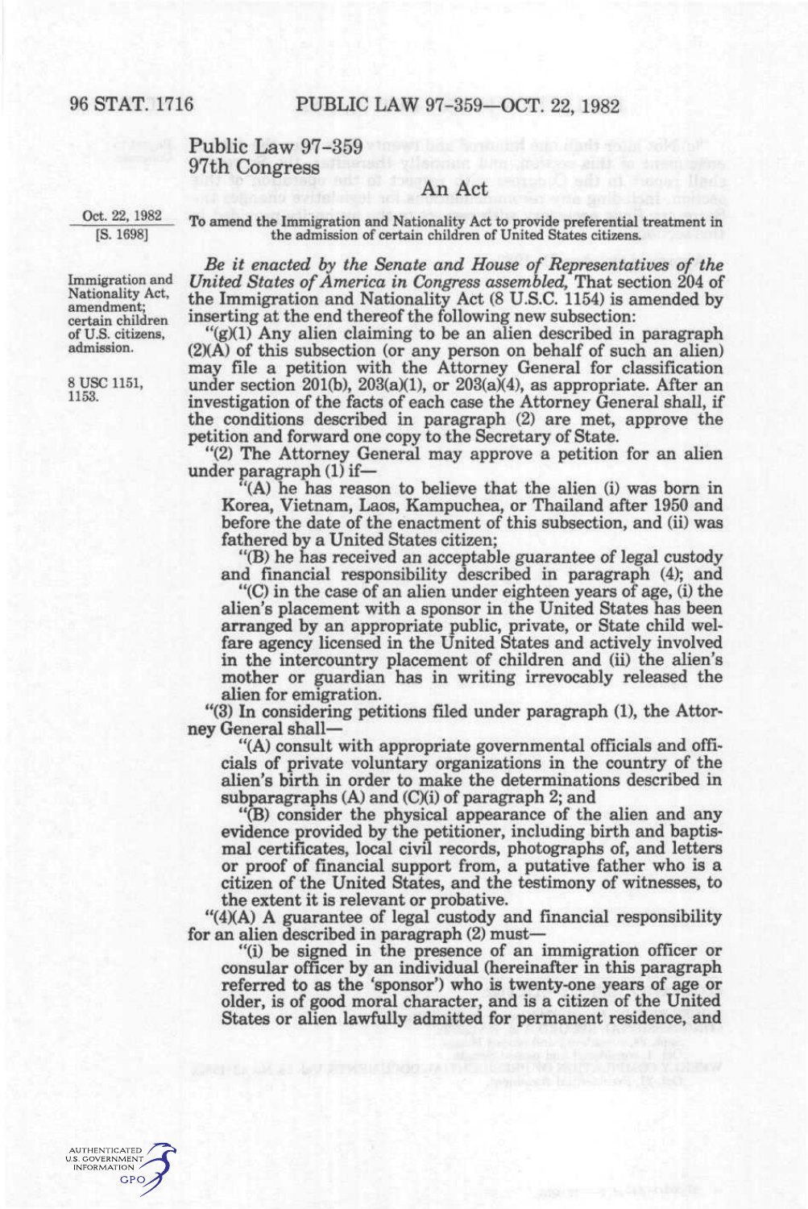# Public Law 97-359
## 97th Congress

### An Act

Oct. 22, 1982
[S. 1698]

To amend the Immigration and Nationality Act to provide preferential treatment in the admission of certain children of United States citizens.

Immigration and Nationality Act, amendment; certain children of U.S. citizens, admission.

*Be it enacted by the Senate and House of Representatives of the United States of America in Congress assembled,* That section 204 of the Immigration and Nationality Act (8 U.S.C. 1154) is amended by inserting at the end thereof the following new subsection:

8 USC 1151, 1153.

"(g)(1) Any alien claiming to be an alien described in paragraph (2)(A) of this subsection (or any person on behalf of such an alien) may file a petition with the Attorney General for classification under section 201(b), 203(a)(1), or 203(a)(4), as appropriate. After an investigation of the facts of each case the Attorney General shall, if the conditions described in paragraph (2) are met, approve the petition and forward one copy to the Secretary of State.

"(2) The Attorney General may approve a petition for an alien under paragraph (1) if—

"(A) he has reason to believe that the alien (i) was born in Korea, Vietnam, Laos, Kampuchea, or Thailand after 1950 and before the date of the enactment of this subsection, and (ii) was fathered by a United States citizen;

"(B) he has received an acceptable guarantee of legal custody and financial responsibility described in paragraph (4); and

"(C) in the case of an alien under eighteen years of age, (i) the alien's placement with a sponsor in the United States has been arranged by an appropriate public, private, or State child welfare agency licensed in the United States and actively involved in the intercountry placement of children and (ii) the alien's mother or guardian has in writing irrevocably released the alien for emigration.

"(3) In considering petitions filed under paragraph (1), the Attorney General shall—

"(A) consult with appropriate governmental officials and officials of private voluntary organizations in the country of the alien's birth in order to make the determinations described in subparagraphs (A) and (C)(i) of paragraph 2; and

"(B) consider the physical appearance of the alien and any evidence provided by the petitioner, including birth and baptismal certificates, local civil records, photographs of, and letters or proof of financial support from, a putative father who is a citizen of the United States, and the testimony of witnesses, to the extent it is relevant or probative.

"(4)(A) A guarantee of legal custody and financial responsibility for an alien described in paragraph (2) must—

"(i) be signed in the presence of an immigration officer or consular officer by an individual (hereinafter in this paragraph referred to as the 'sponsor') who is twenty-one years of age or older, is of good moral character, and is a citizen of the United States or alien lawfully admitted for permanent residence, and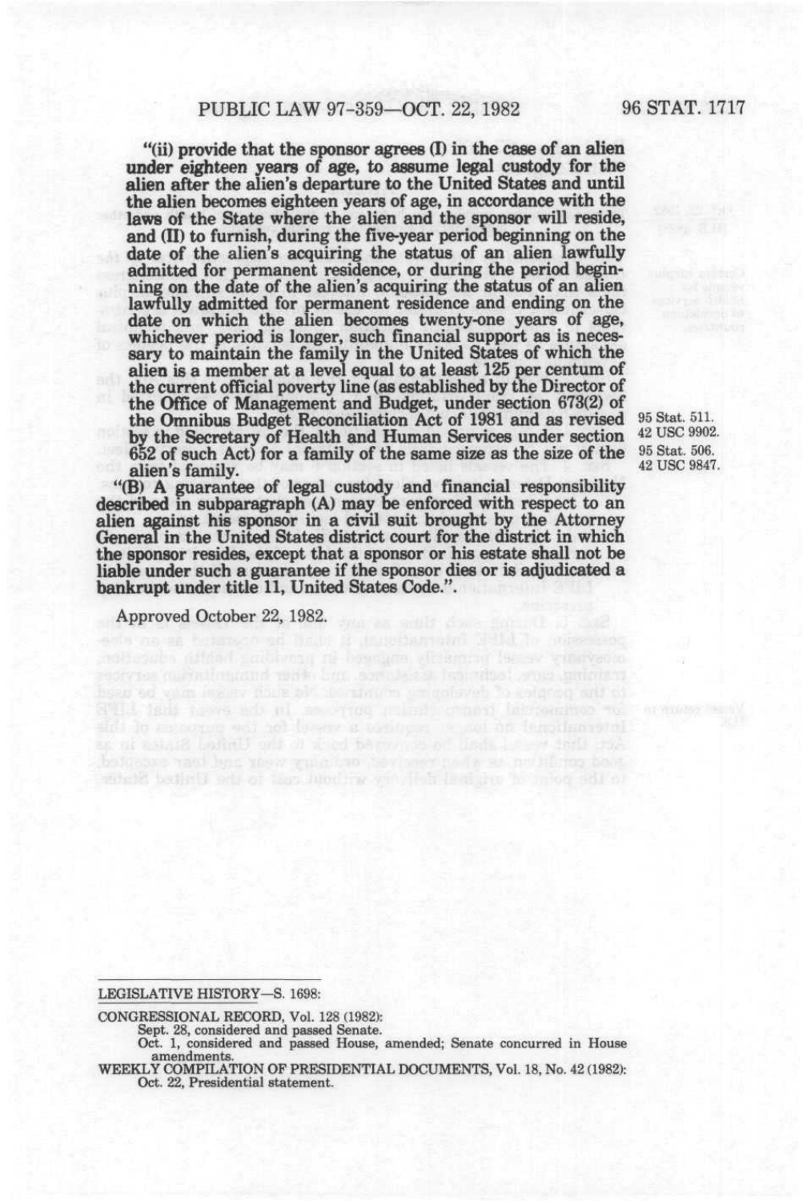"(ii) provide that the sponsor agrees (I) in the case of an alien under eighteen years of age, to assume legal custody for the alien after the alien's departure to the United States and until the alien becomes eighteen years of age, in accordance with the laws of the State where the alien and the sponsor will reside, and (II) to furnish, during the five-year period beginning on the date of the alien's acquiring the status of an alien lawfully admitted for permanent residence, or during the period beginning on the date of the alien's acquiring the status of an alien lawfully admitted for permanent residence and ending on the date on which the alien becomes twenty-one years of age, whichever period is longer, such financial support as is necessary to maintain the family in the United States of which the alien is a member at a level equal to at least 125 per centum of the current official poverty line (as established by the Director of the Office of Management and Budget, under section 673(2) of the Omnibus Budget Reconciliation Act of 1981 and as revised by the Secretary of Health and Human Services under section 652 of such Act) for a family of the same size as the size of the alien's family.

95 Stat. 511.
42 USC 9902.
95 Stat. 506.
42 USC 9847.

"(B) A guarantee of legal custody and financial responsibility described in subparagraph (A) may be enforced with respect to an alien against his sponsor in a civil suit brought by the Attorney General in the United States district court for the district in which the sponsor resides, except that a sponsor or his estate shall not be liable under such a guarantee if the sponsor dies or is adjudicated a bankrupt under title 11, United States Code.".

Approved October 22, 1982.

---

LEGISLATIVE HISTORY—S. 1698:

CONGRESSIONAL RECORD, Vol. 128 (1982):
Sept. 28, considered and passed Senate.
Oct. 1, considered and passed House, amended; Senate concurred in House amendments.

WEEKLY COMPILATION OF PRESIDENTIAL DOCUMENTS, Vol. 18, No. 42 (1982):
Oct. 22, Presidential statement.